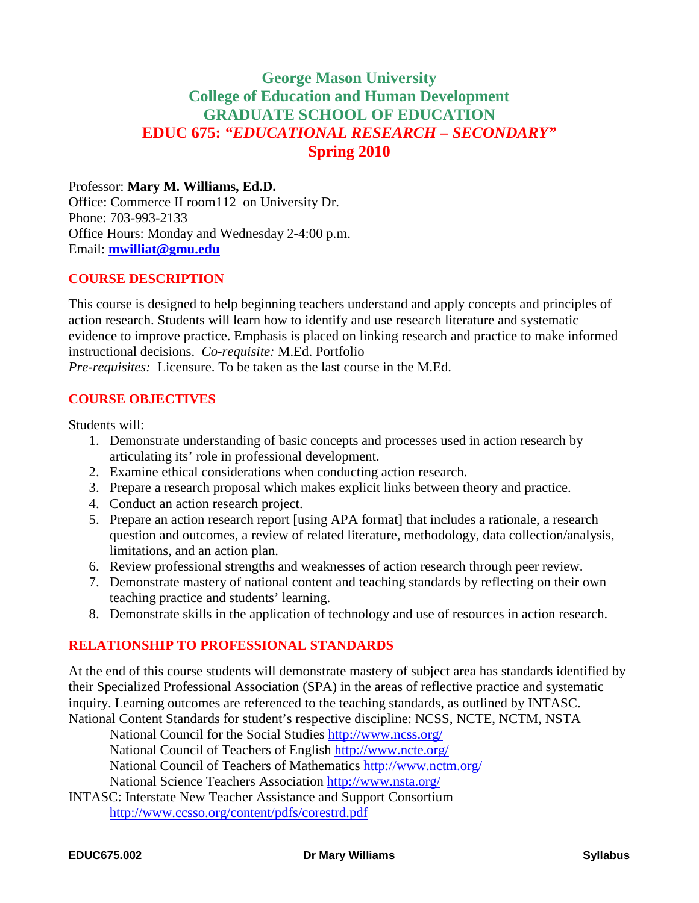# George Mason University
# College of Education and Human Development
# GRADUATE SCHOOL OF EDUCATION
# EDUC 675: *"EDUCATIONAL RESEARCH – SECONDARY"*
# Spring 2010

Professor: **Mary M. Williams, Ed.D.**
Office: Commerce II room112 on University Dr.
Phone: 703-993-2133
Office Hours: Monday and Wednesday 2-4:00 p.m.
Email: **mwilliat@gmu.edu**

## COURSE DESCRIPTION

This course is designed to help beginning teachers understand and apply concepts and principles of action research. Students will learn how to identify and use research literature and systematic evidence to improve practice. Emphasis is placed on linking research and practice to make informed instructional decisions. *Co-requisite:* M.Ed. Portfolio
*Pre-requisites:* Licensure. To be taken as the last course in the M.Ed.

## COURSE OBJECTIVES

Students will:

1. Demonstrate understanding of basic concepts and processes used in action research by articulating its' role in professional development.
2. Examine ethical considerations when conducting action research.
3. Prepare a research proposal which makes explicit links between theory and practice.
4. Conduct an action research project.
5. Prepare an action research report [using APA format] that includes a rationale, a research question and outcomes, a review of related literature, methodology, data collection/analysis, limitations, and an action plan.
6. Review professional strengths and weaknesses of action research through peer review.
7. Demonstrate mastery of national content and teaching standards by reflecting on their own teaching practice and students' learning.
8. Demonstrate skills in the application of technology and use of resources in action research.

## RELATIONSHIP TO PROFESSIONAL STANDARDS

At the end of this course students will demonstrate mastery of subject area has standards identified by their Specialized Professional Association (SPA) in the areas of reflective practice and systematic inquiry. Learning outcomes are referenced to the teaching standards, as outlined by INTASC.
National Content Standards for student's respective discipline: NCSS, NCTE, NCTM, NSTA

National Council for the Social Studies http://www.ncss.org/
National Council of Teachers of English http://www.ncte.org/
National Council of Teachers of Mathematics http://www.nctm.org/
National Science Teachers Association http://www.nsta.org/

INTASC: Interstate New Teacher Assistance and Support Consortium
http://www.ccsso.org/content/pdfs/corestrd.pdf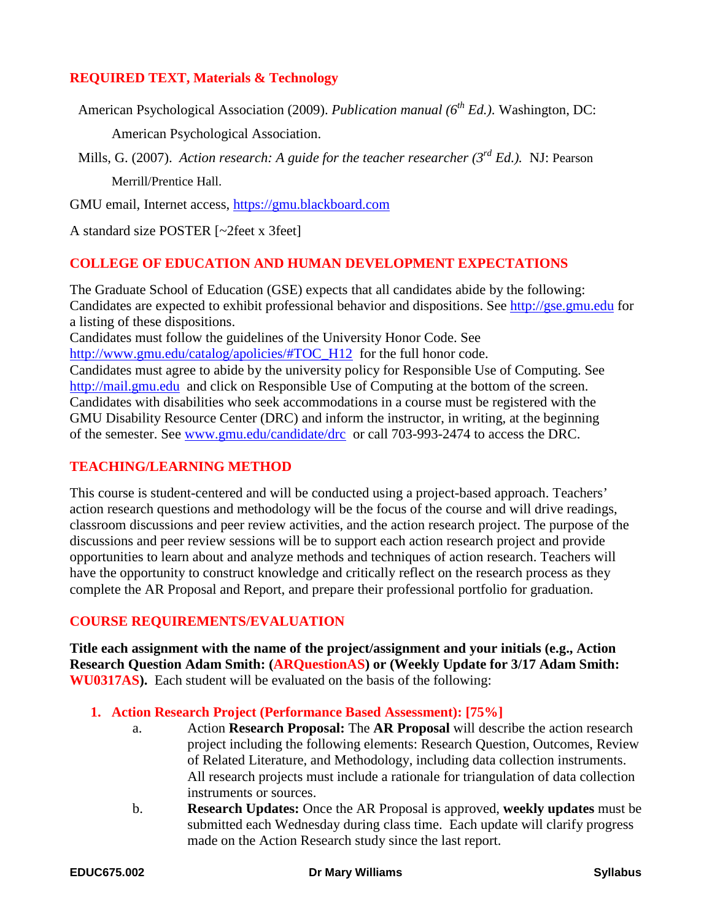## REQUIRED TEXT, Materials & Technology

American Psychological Association (2009). *Publication manual (6th Ed.)*. Washington, DC: American Psychological Association.

Mills, G. (2007). *Action research: A guide for the teacher researcher (3rd Ed.).* NJ: Pearson Merrill/Prentice Hall.

GMU email, Internet access, https://gmu.blackboard.com

A standard size POSTER [~2feet x 3feet]

## COLLEGE OF EDUCATION AND HUMAN DEVELOPMENT EXPECTATIONS

The Graduate School of Education (GSE) expects that all candidates abide by the following:
Candidates are expected to exhibit professional behavior and dispositions. See http://gse.gmu.edu for a listing of these dispositions.
Candidates must follow the guidelines of the University Honor Code. See http://www.gmu.edu/catalog/apolicies/#TOC_H12 for the full honor code.
Candidates must agree to abide by the university policy for Responsible Use of Computing. See http://mail.gmu.edu and click on Responsible Use of Computing at the bottom of the screen.
Candidates with disabilities who seek accommodations in a course must be registered with the GMU Disability Resource Center (DRC) and inform the instructor, in writing, at the beginning of the semester. See www.gmu.edu/candidate/drc or call 703-993-2474 to access the DRC.

## TEACHING/LEARNING METHOD

This course is student-centered and will be conducted using a project-based approach. Teachers' action research questions and methodology will be the focus of the course and will drive readings, classroom discussions and peer review activities, and the action research project. The purpose of the discussions and peer review sessions will be to support each action research project and provide opportunities to learn about and analyze methods and techniques of action research. Teachers will have the opportunity to construct knowledge and critically reflect on the research process as they complete the AR Proposal and Report, and prepare their professional portfolio for graduation.

## COURSE REQUIREMENTS/EVALUATION

**Title each assignment with the name of the project/assignment and your initials (e.g., Action Research Question Adam Smith: (ARQuestionAS) or (Weekly Update for 3/17 Adam Smith: WU0317AS).** Each student will be evaluated on the basis of the following:

1. **Action Research Project (Performance Based Assessment): [75%]**
   a. Action **Research Proposal:** The **AR Proposal** will describe the action research project including the following elements: Research Question, Outcomes, Review of Related Literature, and Methodology, including data collection instruments. All research projects must include a rationale for triangulation of data collection instruments or sources.
   b. **Research Updates:** Once the AR Proposal is approved, **weekly updates** must be submitted each Wednesday during class time. Each update will clarify progress made on the Action Research study since the last report.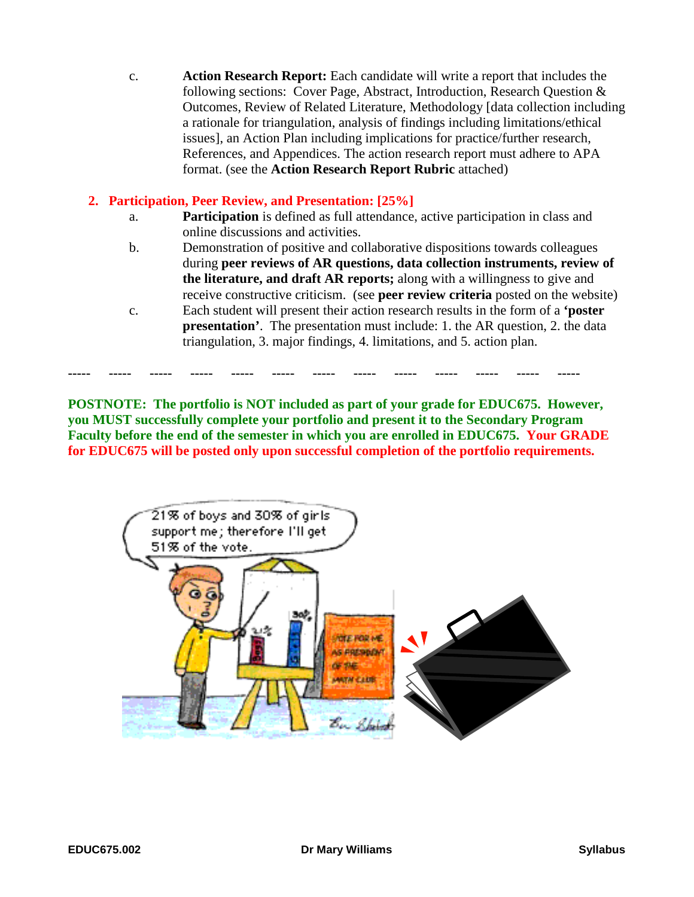c. **Action Research Report:** Each candidate will write a report that includes the following sections: Cover Page, Abstract, Introduction, Research Question & Outcomes, Review of Related Literature, Methodology [data collection including a rationale for triangulation, analysis of findings including limitations/ethical issues], an Action Plan including implications for practice/further research, References, and Appendices. The action research report must adhere to APA format. (see the **Action Research Report Rubric** attached)

**2. Participation, Peer Review, and Presentation: [25%]**

a. **Participation** is defined as full attendance, active participation in class and online discussions and activities.

b. Demonstration of positive and collaborative dispositions towards colleagues during **peer reviews of AR questions, data collection instruments, review of the literature, and draft AR reports;** along with a willingness to give and receive constructive criticism. (see **peer review criteria** posted on the website)

c. Each student will present their action research results in the form of a **'poster presentation'**. The presentation must include: 1. the AR question, 2. the data triangulation, 3. major findings, 4. limitations, and 5. action plan.

----- ----- ----- ----- ----- ----- ----- ----- ----- ----- ----- ----- -----

**POSTNOTE: The portfolio is NOT included as part of your grade for EDUC675. However, you MUST successfully complete your portfolio and present it to the Secondary Program Faculty before the end of the semester in which you are enrolled in EDUC675. Your GRADE for EDUC675 will be posted only upon successful completion of the portfolio requirements.**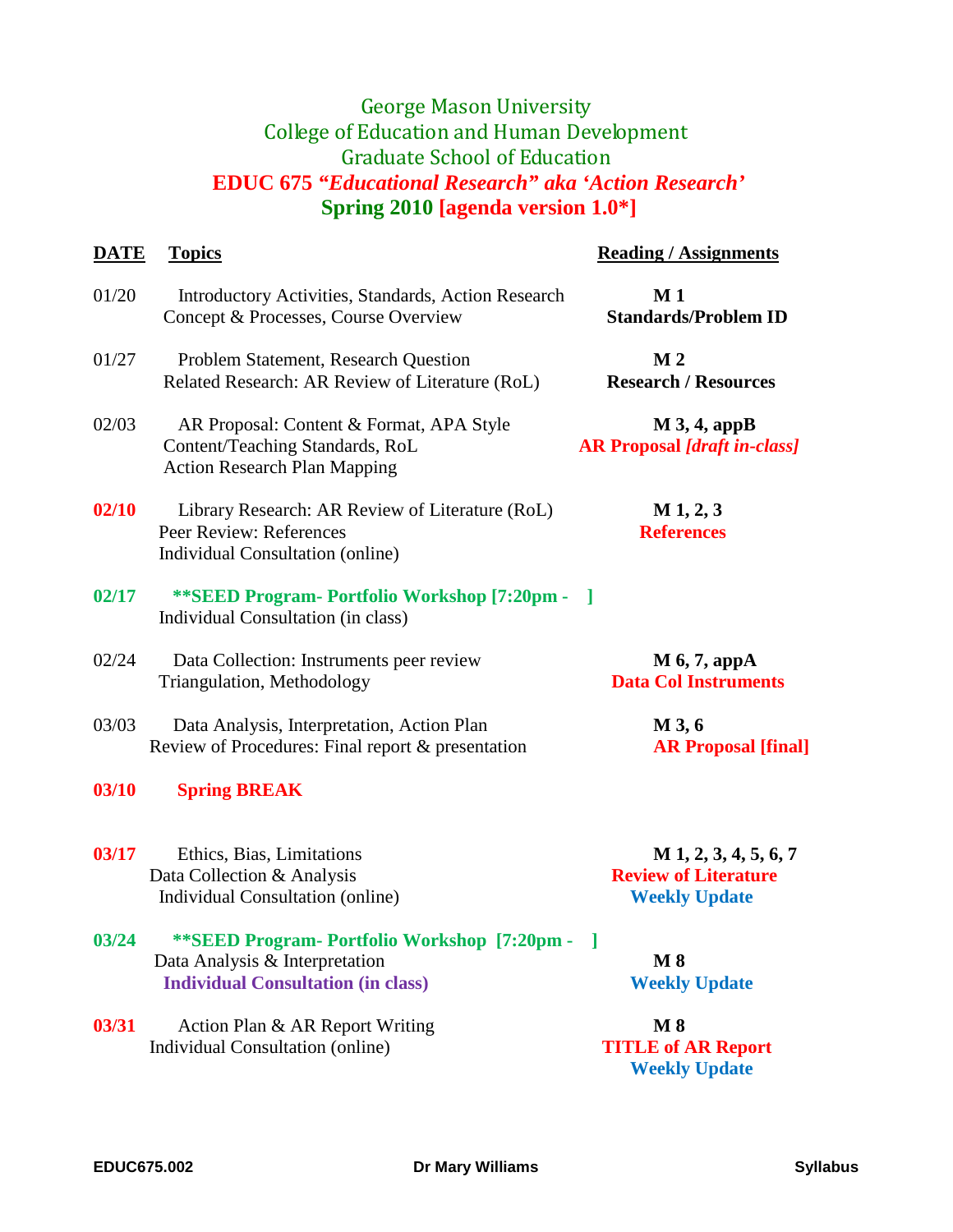George Mason University

College of Education and Human Development

Graduate School of Education

**EDUC 675 *"Educational Research" aka 'Action Research'***

**Spring 2010 [agenda version 1.0*]**

| DATE | Topics | Reading / Assignments |
|---|---|---|
| 01/20 | Introductory Activities, Standards, Action Research Concept & Processes, Course Overview | **M 1**<br>**Standards/Problem ID** |
| 01/27 | Problem Statement, Research Question<br>Related Research: AR Review of Literature (RoL) | **M 2**<br>**Research / Resources** |
| 02/03 | AR Proposal: Content & Format, APA Style<br>Content/Teaching Standards, RoL<br>Action Research Plan Mapping | **M 3, 4, appB**<br>**AR Proposal *[draft in-class]*** |
| **02/10** | Library Research: AR Review of Literature (RoL)<br>Peer Review: References<br>Individual Consultation (online) | **M 1, 2, 3**<br>**References** |
| **02/17** | **\*\*SEED Program- Portfolio Workshop [7:20pm - ]**<br>Individual Consultation (in class) | |
| 02/24 | Data Collection: Instruments peer review<br>Triangulation, Methodology | **M 6, 7, appA**<br>**Data Col Instruments** |
| 03/03 | Data Analysis, Interpretation, Action Plan<br>Review of Procedures: Final report & presentation | **M 3, 6**<br>**AR Proposal [final]** |
| **03/10** | **Spring BREAK** | |
| **03/17** | Ethics, Bias, Limitations<br>Data Collection & Analysis<br>Individual Consultation (online) | **M 1, 2, 3, 4, 5, 6, 7**<br>**Review of Literature**<br>**Weekly Update** |
| **03/24** | **\*\*SEED Program- Portfolio Workshop [7:20pm - ]**<br>Data Analysis & Interpretation<br>**Individual Consultation (in class)** | **M 8**<br>**Weekly Update** |
| **03/31** | Action Plan & AR Report Writing<br>Individual Consultation (online) | **M 8**<br>**TITLE of AR Report**<br>**Weekly Update** |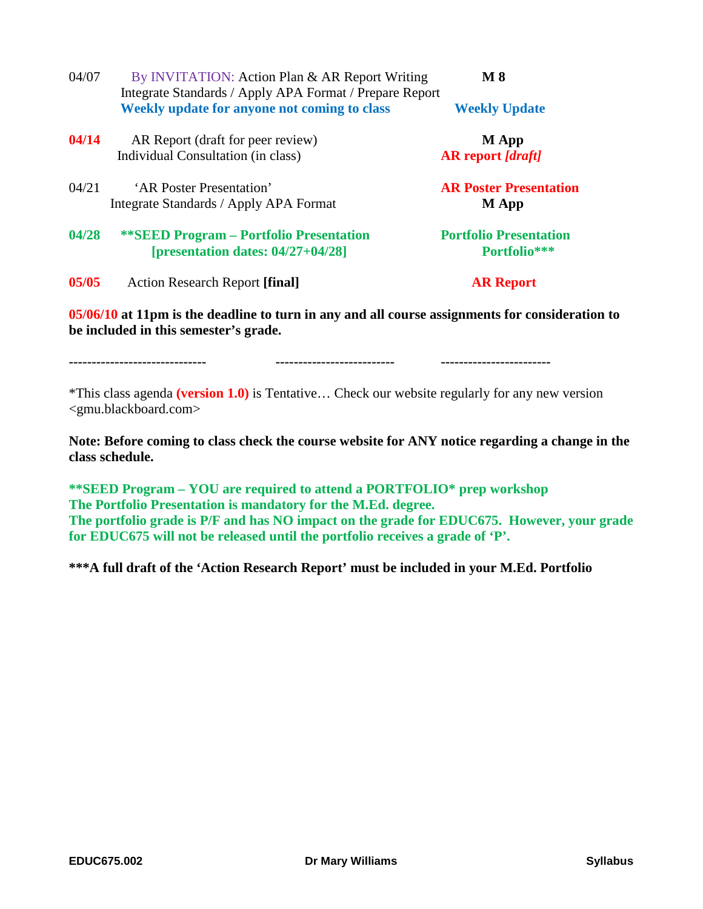| | | |
|---|---|---|
| 04/07 | By INVITATION: Action Plan & AR Report Writing<br>Integrate Standards / Apply APA Format / Prepare Report<br>**Weekly update for anyone not coming to class** | **M 8**<br>**Weekly Update** |
| **04/14** | AR Report (draft for peer review)<br>Individual Consultation (in class) | **M App**<br>**AR report *[draft]*** |
| 04/21 | 'AR Poster Presentation'<br>Integrate Standards / Apply APA Format | **AR Poster Presentation**<br>**M App** |
| **04/28** | **\*\*SEED Program – Portfolio Presentation**<br>**[presentation dates: 04/27+04/28]** | **Portfolio Presentation**<br>**Portfolio\*\*\*** |
| **05/05** | Action Research Report **[final]** | **AR Report** |

**05/06/10 at 11pm is the deadline to turn in any and all course assignments for consideration to be included in this semester's grade.**

------------------------------ -------------------------- ------------------------

*This class agenda **(version 1.0)** is Tentative… Check our website regularly for any new version <gmu.blackboard.com>

**Note: Before coming to class check the course website for ANY notice regarding a change in the class schedule.**

**\*\*SEED Program – YOU are required to attend a PORTFOLIO\* prep workshop**
**The Portfolio Presentation is mandatory for the M.Ed. degree.**
**The portfolio grade is P/F and has NO impact on the grade for EDUC675. However, your grade for EDUC675 will not be released until the portfolio receives a grade of 'P'.**

**\*\*\*A full draft of the 'Action Research Report' must be included in your M.Ed. Portfolio**